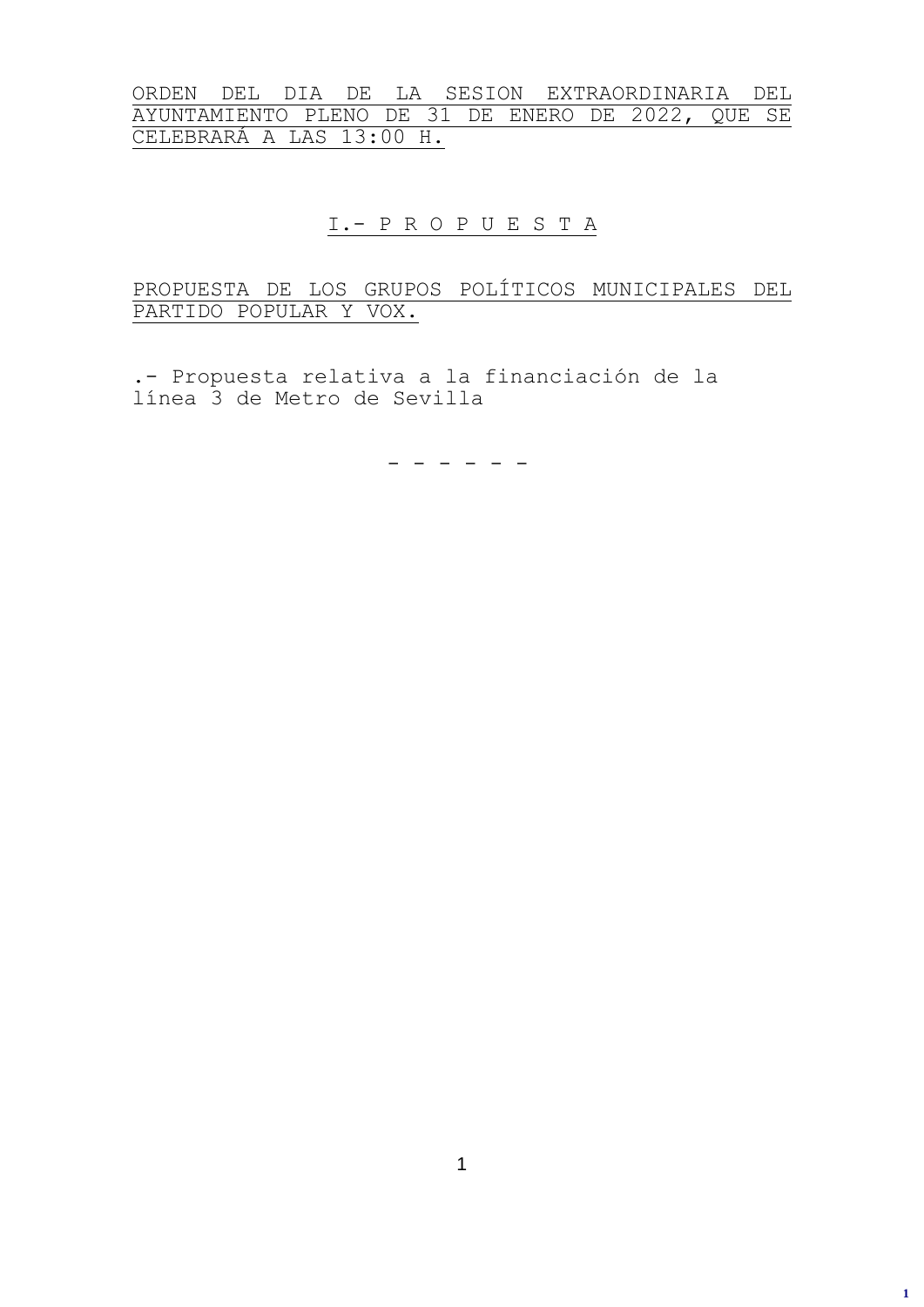ORDEN DEL DIA DE LA SESION EXTRAORDINARIA DEL AYUNTAMIENTO PLENO DE 31 DE ENERO DE 2022, QUE SE CELEBRARÁ A LAS 13:00 H.

## I.- P R O P U E S T A

PROPUESTA DE LOS GRUPOS POLÍTICOS MUNICIPALES DEL PARTIDO POPULAR Y VOX.

.- Propuesta relativa a la financiación de la línea 3 de Metro de Sevilla

\- - - - - -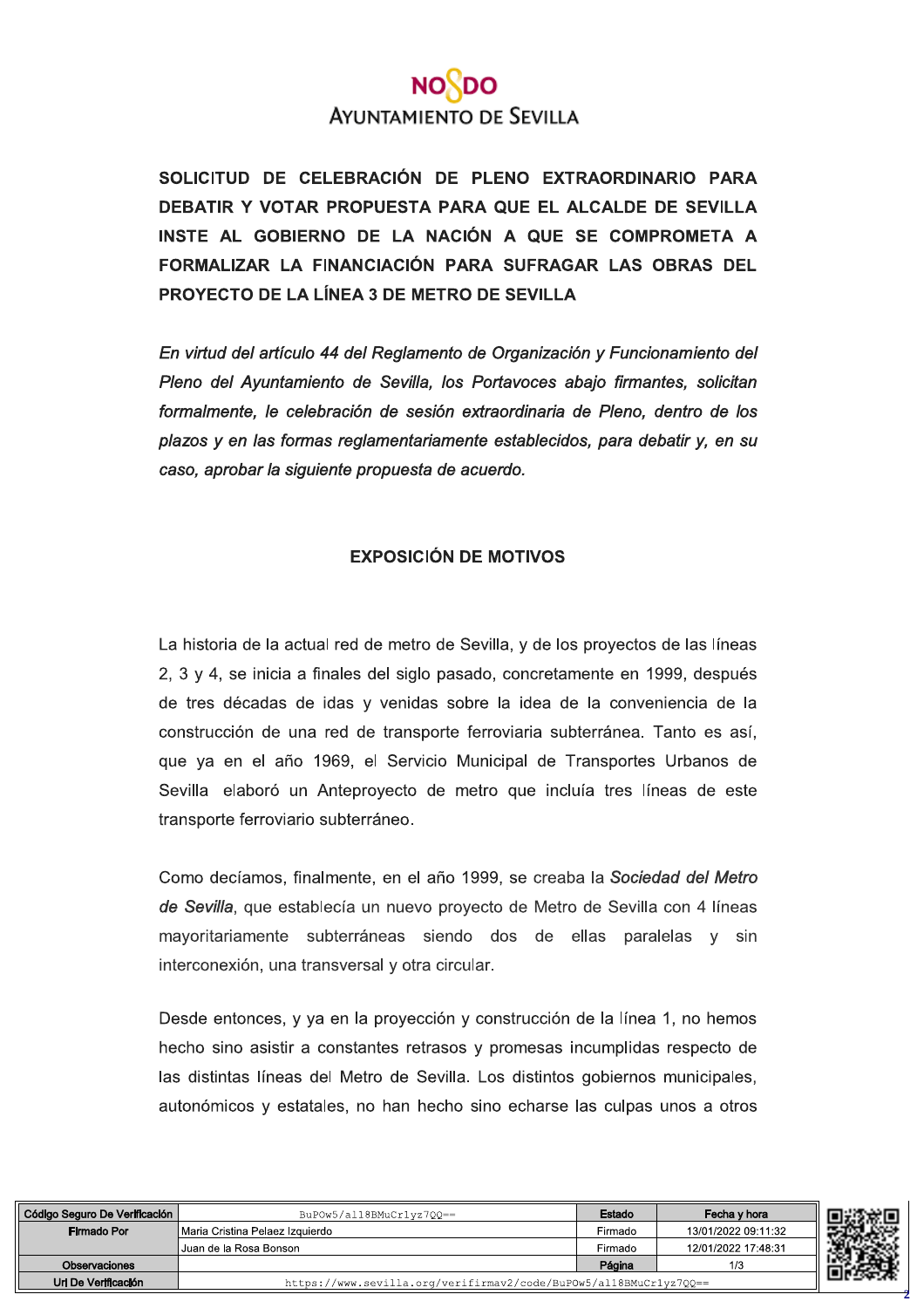**SOLICITUD DE CELEBRACIÓN DE PLENO EXTRAORDINARIO PARA DEBATIR Y VOTAR PROPUESTA PARA QUE EL ALCALDE DE SEVILLA INSTE AL GOBIERNO DE LA NACIÓN A QUE SE COMPROMETA A FORMALIZAR LA FINANCIACIÓN PARA SUFRAGAR LAS OBRAS DEL PROYECTO DE LA LÍNEA 3 DE METRO DE SEVILLA**

*En virtud del artículo 44 del Reglamento de Organización y Funcionamiento del Pleno del Ayuntamiento de Sevilla, los Portavoces abajo firmantes, solicitan formalmente, le celebración de sesión extraordinaria de Pleno, dentro de los plazos y en las formas reglamentariamente establecidos, para debatir y, en su caso, aprobar la siguiente propuesta de acuerdo.*

## EXPOSICIÓN DE MOTIVOS

La historia de la actual red de metro de Sevilla, y de los proyectos de las líneas 2, 3 y 4, se inicia a finales del siglo pasado, concretamente en 1999, después de tres décadas de idas y venidas sobre la idea de la conveniencia de la construcción de una red de transporte ferroviaria subterránea. Tanto es así, que ya en el año 1969, el Servicio Municipal de Transportes Urbanos de Sevilla elaboró un Anteproyecto de metro que incluía tres líneas de este transporte ferroviario subterráneo.

Como decíamos, finalmente, en el año 1999, se creaba la *Sociedad del Metro de Sevilla*, que establecía un nuevo proyecto de Metro de Sevilla con 4 líneas mayoritariamente subterráneas siendo dos de ellas paralelas y sin interconexión, una transversal y otra circular.

Desde entonces, y ya en la proyección y construcción de la línea 1, no hemos hecho sino asistir a constantes retrasos y promesas incumplidas respecto de las distintas líneas del Metro de Sevilla. Los distintos gobiernos municipales, autonómicos y estatales, no han hecho sino echarse las culpas unos a otros

| Código Seguro De Verificación | BuPOw5/al18BMuCr1yz7QQ== | Estado | Fecha y hora |
|---|---|---|---|
| Firmado Por | Maria Cristina Pelaez Izquierdo | Firmado | 13/01/2022 09:11:32 |
| | Juan de la Rosa Bonson | Firmado | 12/01/2022 17:48:31 |
| Observaciones | | Página | 1/3 |
| Url De Verificación | https://www.sevilla.org/verifirmav2/code/BuPOw5/al18BMuCr1yz7QQ== | | |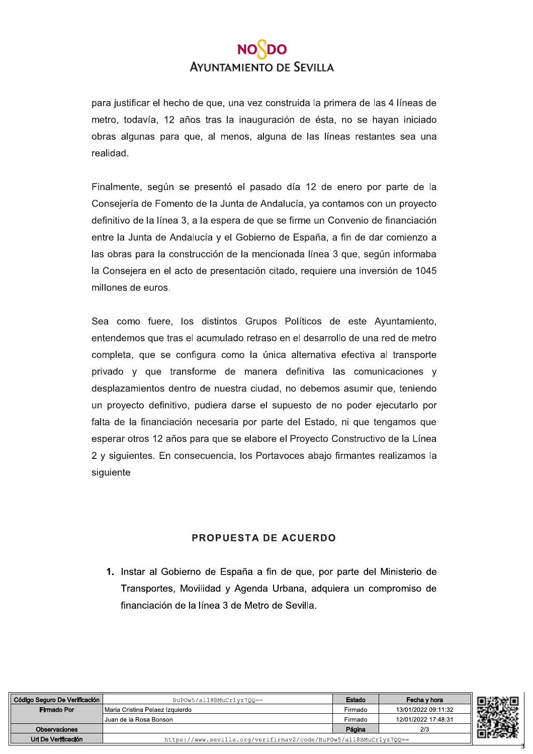para justificar el hecho de que, una vez construida la primera de las 4 líneas de metro, todavía, 12 años tras la inauguración de ésta, no se hayan iniciado obras algunas para que, al menos, alguna de las líneas restantes sea una realidad.

Finalmente, según se presentó el pasado día 12 de enero por parte de la Consejería de Fomento de la Junta de Andalucía, ya contamos con un proyecto definitivo de la línea 3, a la espera de que se firme un Convenio de financiación entre la Junta de Andalucía y el Gobierno de España, a fin de dar comienzo a las obras para la construcción de la mencionada línea 3 que, según informaba la Consejera en el acto de presentación citado, requiere una inversión de 1045 millones de euros.

Sea como fuere, los distintos Grupos Políticos de este Ayuntamiento, entendemos que tras el acumulado retraso en el desarrollo de una red de metro completa, que se configura como la única alternativa efectiva al transporte privado y que transforme de manera definitiva las comunicaciones y desplazamientos dentro de nuestra ciudad, no debemos asumir que, teniendo un proyecto definitivo, pudiera darse el supuesto de no poder ejecutarlo por falta de la financiación necesaria por parte del Estado, ni que tengamos que esperar otros 12 años para que se elabore el Proyecto Constructivo de la Línea 2 y siguientes. En consecuencia, los Portavoces abajo firmantes realizamos la siguiente

## PROPUESTA DE ACUERDO

1. Instar al Gobierno de España a fin de que, por parte del Ministerio de Transportes, Movilidad y Agenda Urbana, adquiera un compromiso de financiación de la línea 3 de Metro de Sevilla.

| Código Seguro De Verificación | BuPOw5/al18BMuCr1yz7QQ== | Estado | Fecha y hora |
|---|---|---|---|
| Firmado Por | Maria Cristina Pelaez Izquierdo | Firmado | 13/01/2022 09:11:32 |
| | Juan de la Rosa Bonson | Firmado | 12/01/2022 17:48:31 |
| Observaciones | | Página | 2/3 |
| Url De Verificación | https://www.sevilla.org/verifirmav2/code/BuPOw5/al18BMuCr1yz7QQ== | | |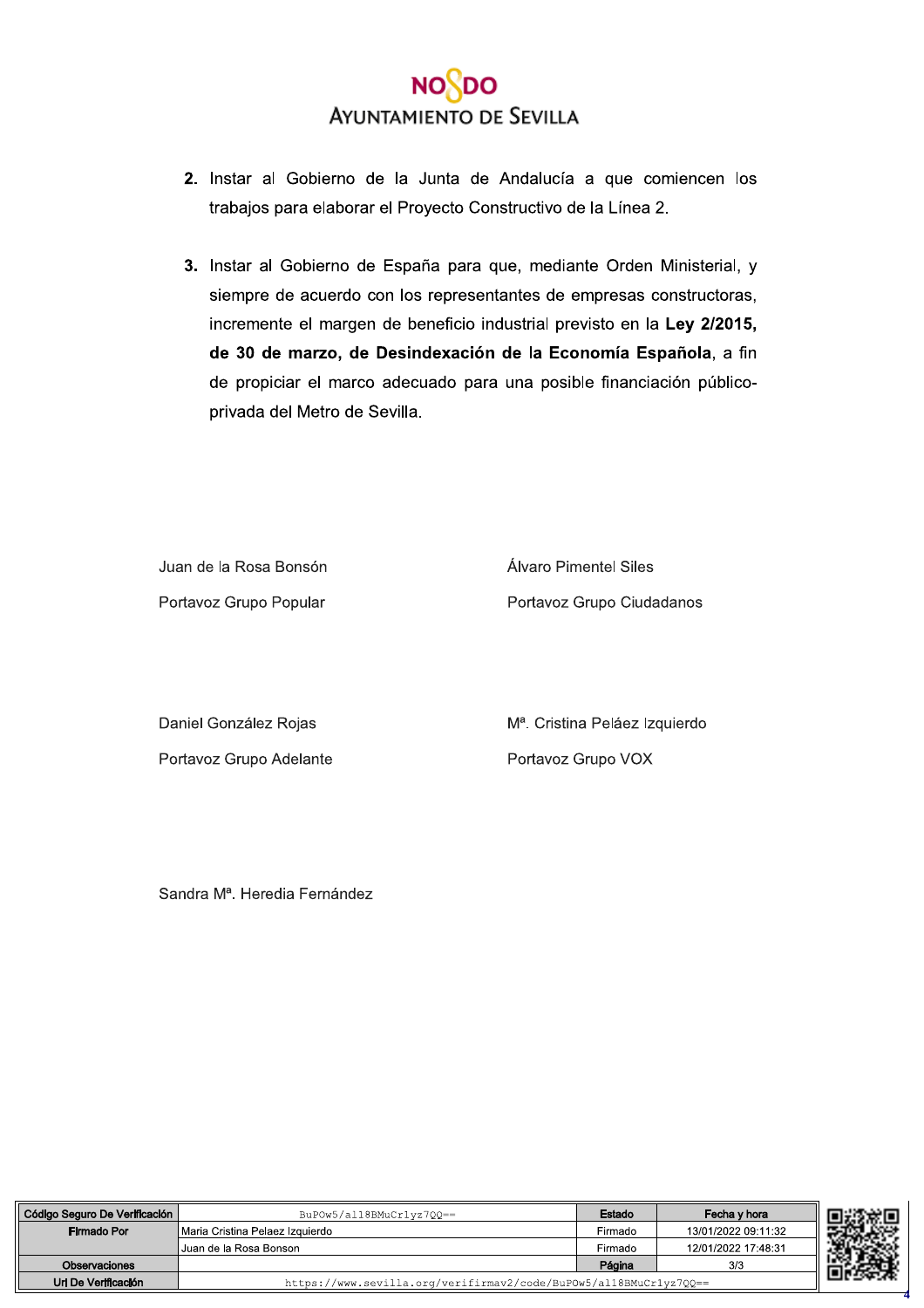2. Instar al Gobierno de la Junta de Andalucía a que comiencen los trabajos para elaborar el Proyecto Constructivo de la Línea 2.

3. Instar al Gobierno de España para que, mediante Orden Ministerial, y siempre de acuerdo con los representantes de empresas constructoras, incremente el margen de beneficio industrial previsto en la **Ley 2/2015, de 30 de marzo, de Desindexación de la Economía Española**, a fin de propiciar el marco adecuado para una posible financiación público-privada del Metro de Sevilla.

Juan de la Rosa Bonsón

Portavoz Grupo Popular

Álvaro Pimentel Siles

Portavoz Grupo Ciudadanos

Daniel González Rojas

Portavoz Grupo Adelante

Mª. Cristina Peláez Izquierdo

Portavoz Grupo VOX

Sandra Mª. Heredia Fernández

| Código Seguro De Verificación | BuPOw5/a118BMuCr1yz7QQ== | Estado | Fecha y hora |
|---|---|---|---|
| Firmado Por | Maria Cristina Pelaez Izquierdo | Firmado | 13/01/2022 09:11:32 |
| | Juan de la Rosa Bonson | Firmado | 12/01/2022 17:48:31 |
| Observaciones | | Página | 3/3 |
| Url De Verificación | https://www.sevilla.org/verifirmav2/code/BuPOw5/a118BMuCr1yz7QQ== | | |